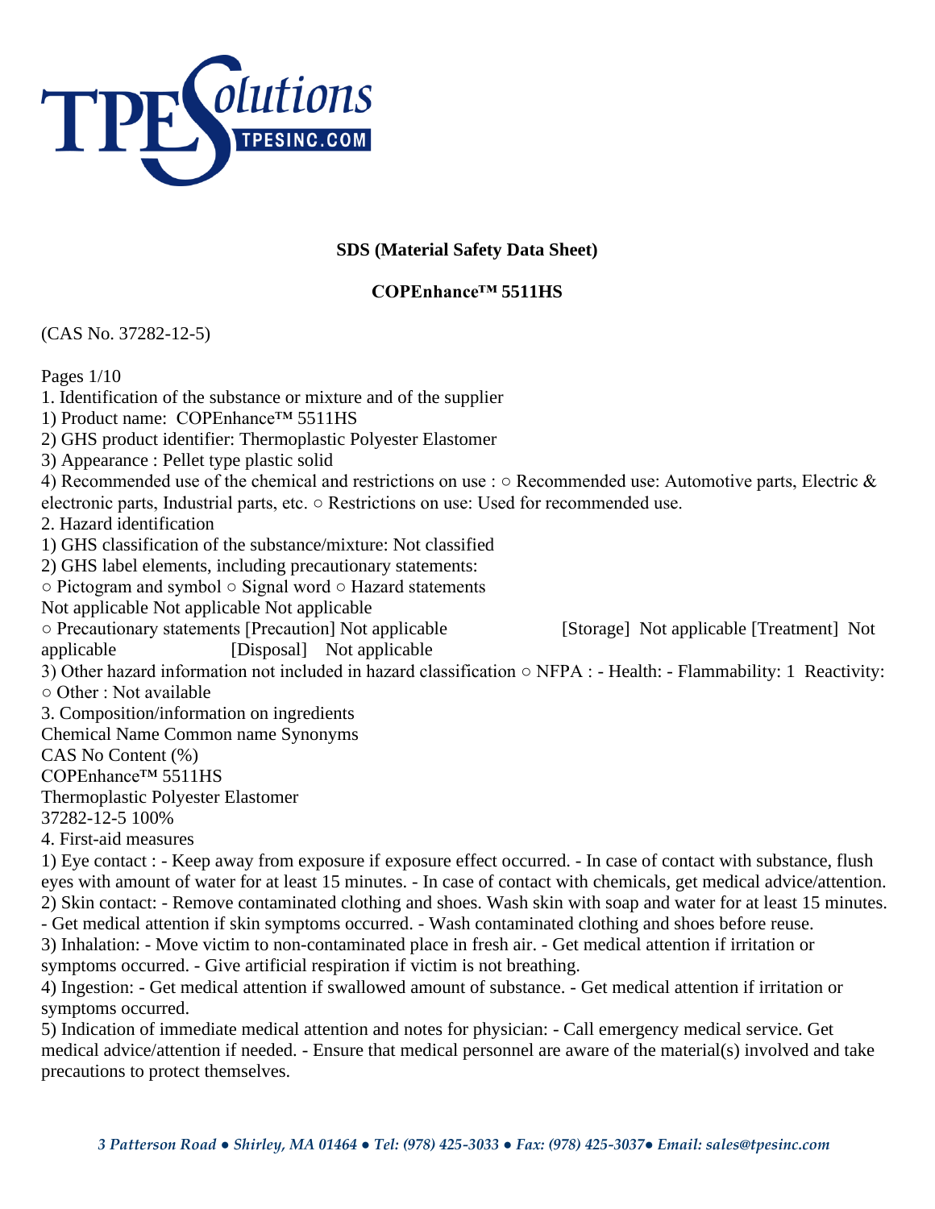**SDS (Material Safety Data Sheet)**

**COPEnhance™ 5511HS**

(CAS No. 37282-12-5)

Pages 1/10

1. Identification of the substance or mixture and of the supplier
1) Product name: COPEnhance™ 5511HS
2) GHS product identifier: Thermoplastic Polyester Elastomer
3) Appearance : Pellet type plastic solid
4) Recommended use of the chemical and restrictions on use : ○ Recommended use: Automotive parts, Electric & electronic parts, Industrial parts, etc. ○ Restrictions on use: Used for recommended use.

2. Hazard identification
1) GHS classification of the substance/mixture: Not classified
2) GHS label elements, including precautionary statements:
○ Pictogram and symbol ○ Signal word ○ Hazard statements
Not applicable Not applicable Not applicable
○ Precautionary statements [Precaution] Not applicable [Storage] Not applicable [Treatment] Not applicable [Disposal] Not applicable
3) Other hazard information not included in hazard classification ○ NFPA : - Health: - Flammability: 1 Reactivity:
○ Other : Not available

3. Composition/information on ingredients
Chemical Name Common name Synonyms
CAS No Content (%)
COPEnhance™ 5511HS
Thermoplastic Polyester Elastomer
37282-12-5 100%

4. First-aid measures
1) Eye contact : - Keep away from exposure if exposure effect occurred. - In case of contact with substance, flush eyes with amount of water for at least 15 minutes. - In case of contact with chemicals, get medical advice/attention.
2) Skin contact: - Remove contaminated clothing and shoes. Wash skin with soap and water for at least 15 minutes. - Get medical attention if skin symptoms occurred. - Wash contaminated clothing and shoes before reuse.
3) Inhalation: - Move victim to non-contaminated place in fresh air. - Get medical attention if irritation or symptoms occurred. - Give artificial respiration if victim is not breathing.
4) Ingestion: - Get medical attention if swallowed amount of substance. - Get medical attention if irritation or symptoms occurred.
5) Indication of immediate medical attention and notes for physician: - Call emergency medical service. Get medical advice/attention if needed. - Ensure that medical personnel are aware of the material(s) involved and take precautions to protect themselves.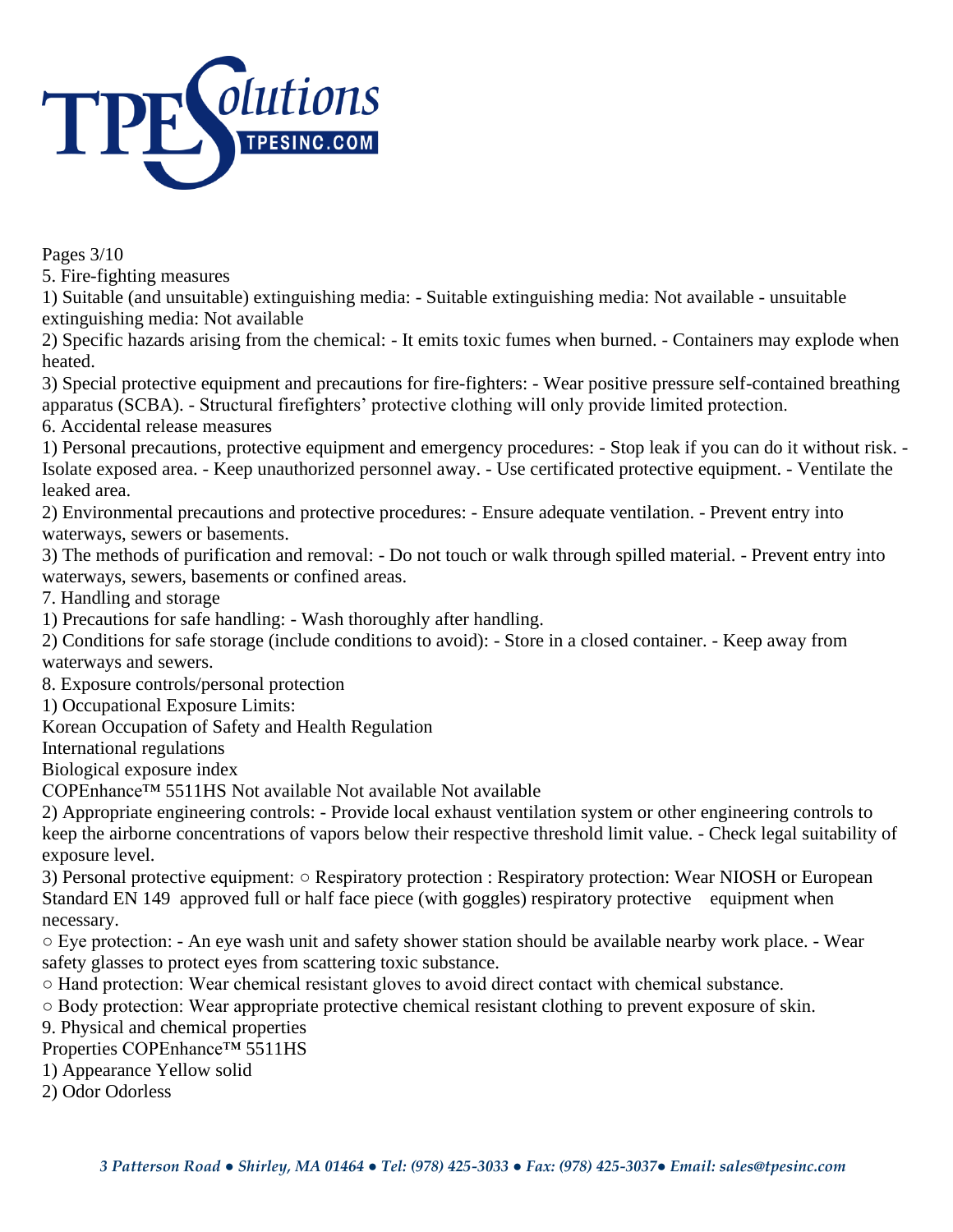Pages 3/10

## 5. Fire-fighting measures

1) Suitable (and unsuitable) extinguishing media: - Suitable extinguishing media: Not available - unsuitable extinguishing media: Not available

2) Specific hazards arising from the chemical: - It emits toxic fumes when burned. - Containers may explode when heated.

3) Special protective equipment and precautions for fire-fighters: - Wear positive pressure self-contained breathing apparatus (SCBA). - Structural firefighters' protective clothing will only provide limited protection.

## 6. Accidental release measures

1) Personal precautions, protective equipment and emergency procedures: - Stop leak if you can do it without risk. - Isolate exposed area. - Keep unauthorized personnel away. - Use certificated protective equipment. - Ventilate the leaked area.

2) Environmental precautions and protective procedures: - Ensure adequate ventilation. - Prevent entry into waterways, sewers or basements.

3) The methods of purification and removal: - Do not touch or walk through spilled material. - Prevent entry into waterways, sewers, basements or confined areas.

## 7. Handling and storage

1) Precautions for safe handling: - Wash thoroughly after handling.

2) Conditions for safe storage (include conditions to avoid): - Store in a closed container. - Keep away from waterways and sewers.

## 8. Exposure controls/personal protection

1) Occupational Exposure Limits:

| | Korean Occupation of Safety and Health Regulation | International regulations | Biological exposure index |
|---|---|---|---|
| COPEnhance™ 5511HS | Not available | Not available | Not available |

2) Appropriate engineering controls: - Provide local exhaust ventilation system or other engineering controls to keep the airborne concentrations of vapors below their respective threshold limit value. - Check legal suitability of exposure level.

3) Personal protective equipment: ○ Respiratory protection : Respiratory protection: Wear NIOSH or European Standard EN 149 approved full or half face piece (with goggles) respiratory protective equipment when necessary.

○ Eye protection: - An eye wash unit and safety shower station should be available nearby work place. - Wear safety glasses to protect eyes from scattering toxic substance.

○ Hand protection: Wear chemical resistant gloves to avoid direct contact with chemical substance.

○ Body protection: Wear appropriate protective chemical resistant clothing to prevent exposure of skin.

## 9. Physical and chemical properties

| Properties | COPEnhance™ 5511HS |
|---|---|
| 1) Appearance | Yellow solid |
| 2) Odor | Odorless |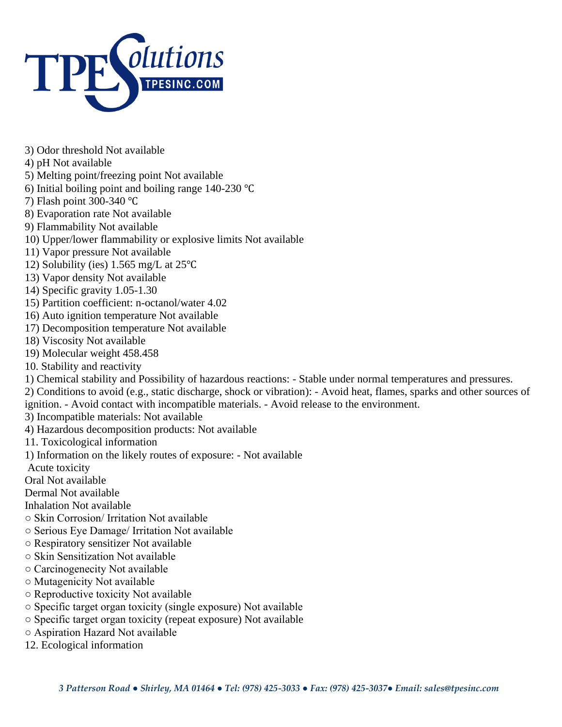3) Odor threshold Not available
4) pH Not available
5) Melting point/freezing point Not available
6) Initial boiling point and boiling range 140-230 ℃
7) Flash point 300-340 ℃
8) Evaporation rate Not available
9) Flammability Not available
10) Upper/lower flammability or explosive limits Not available
11) Vapor pressure Not available
12) Solubility (ies) 1.565 mg/L at 25℃
13) Vapor density Not available
14) Specific gravity 1.05-1.30
15) Partition coefficient: n-octanol/water 4.02
16) Auto ignition temperature Not available
17) Decomposition temperature Not available
18) Viscosity Not available
19) Molecular weight 458.458

## 10. Stability and reactivity

1) Chemical stability and Possibility of hazardous reactions: - Stable under normal temperatures and pressures.
2) Conditions to avoid (e.g., static discharge, shock or vibration): - Avoid heat, flames, sparks and other sources of ignition. - Avoid contact with incompatible materials. - Avoid release to the environment.
3) Incompatible materials: Not available
4) Hazardous decomposition products: Not available

## 11. Toxicological information

1) Information on the likely routes of exposure: - Not available

Acute toxicity

Oral Not available

Dermal Not available

Inhalation Not available

- ○ Skin Corrosion/ Irritation Not available
- ○ Serious Eye Damage/ Irritation Not available
- ○ Respiratory sensitizer Not available
- ○ Skin Sensitization Not available
- ○ Carcinogenecity Not available
- ○ Mutagenicity Not available
- ○ Reproductive toxicity Not available
- ○ Specific target organ toxicity (single exposure) Not available
- ○ Specific target organ toxicity (repeat exposure) Not available
- ○ Aspiration Hazard Not available

## 12. Ecological information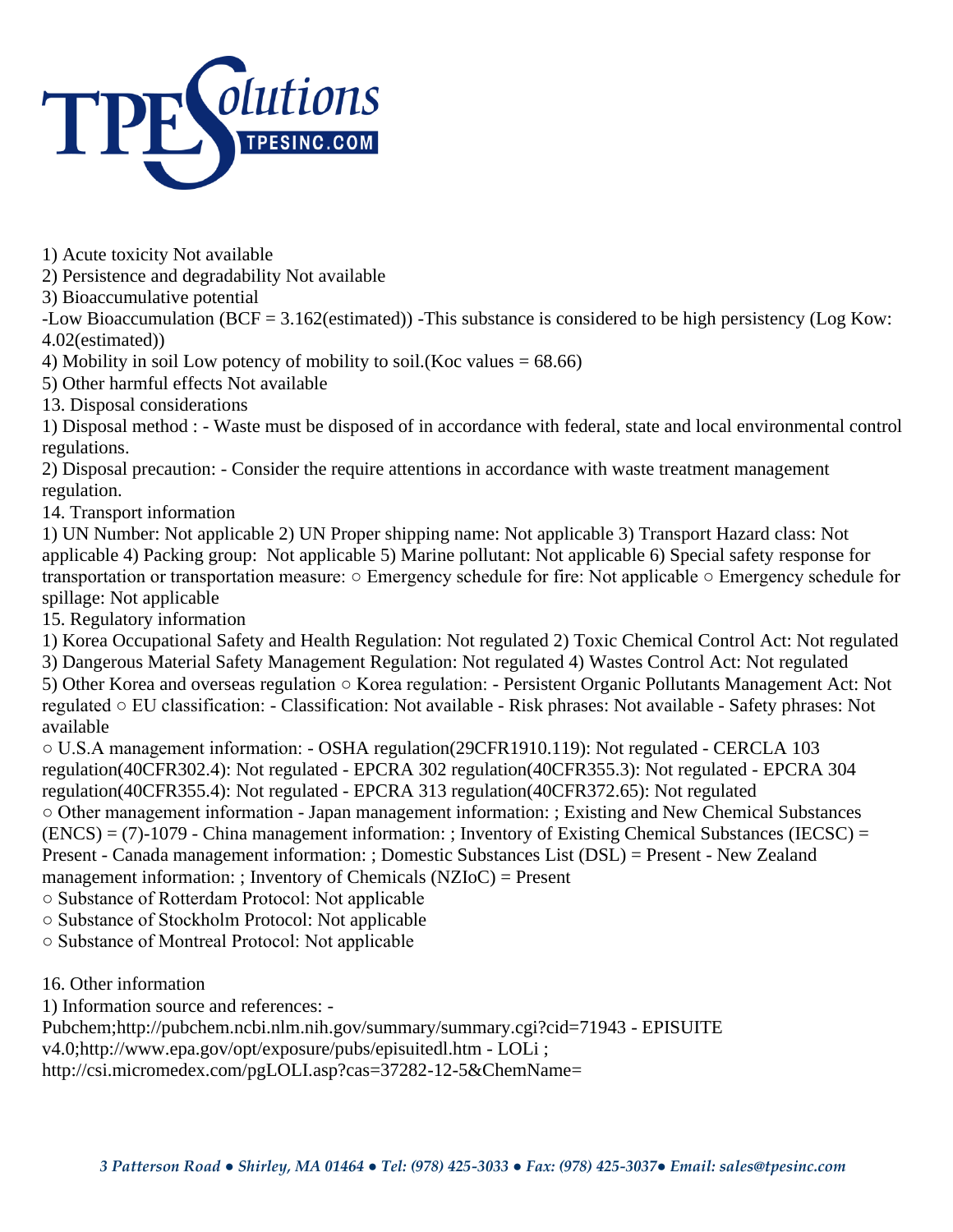1) Acute toxicity Not available

2) Persistence and degradability Not available

3) Bioaccumulative potential

-Low Bioaccumulation (BCF = 3.162(estimated)) -This substance is considered to be high persistency (Log Kow: 4.02(estimated))

4) Mobility in soil Low potency of mobility to soil.(Koc values = 68.66)

5) Other harmful effects Not available

## 13. Disposal considerations

1) Disposal method : - Waste must be disposed of in accordance with federal, state and local environmental control regulations.

2) Disposal precaution: - Consider the require attentions in accordance with waste treatment management regulation.

## 14. Transport information

1) UN Number: Not applicable 2) UN Proper shipping name: Not applicable 3) Transport Hazard class: Not applicable 4) Packing group: Not applicable 5) Marine pollutant: Not applicable 6) Special safety response for transportation or transportation measure: ○ Emergency schedule for fire: Not applicable ○ Emergency schedule for spillage: Not applicable

## 15. Regulatory information

1) Korea Occupational Safety and Health Regulation: Not regulated 2) Toxic Chemical Control Act: Not regulated 3) Dangerous Material Safety Management Regulation: Not regulated 4) Wastes Control Act: Not regulated 5) Other Korea and overseas regulation ○ Korea regulation: - Persistent Organic Pollutants Management Act: Not regulated ○ EU classification: - Classification: Not available - Risk phrases: Not available - Safety phrases: Not available

○ U.S.A management information: - OSHA regulation(29CFR1910.119): Not regulated - CERCLA 103 regulation(40CFR302.4): Not regulated - EPCRA 302 regulation(40CFR355.3): Not regulated - EPCRA 304 regulation(40CFR355.4): Not regulated - EPCRA 313 regulation(40CFR372.65): Not regulated

○ Other management information - Japan management information: ; Existing and New Chemical Substances (ENCS) = (7)-1079 - China management information: ; Inventory of Existing Chemical Substances (IECSC) = Present - Canada management information: ; Domestic Substances List (DSL) = Present - New Zealand management information: ; Inventory of Chemicals (NZIoC) = Present

○ Substance of Rotterdam Protocol: Not applicable

○ Substance of Stockholm Protocol: Not applicable

○ Substance of Montreal Protocol: Not applicable

## 16. Other information

1) Information source and references: - Pubchem;http://pubchem.ncbi.nlm.nih.gov/summary/summary.cgi?cid=71943 - EPISUITE v4.0;http://www.epa.gov/opt/exposure/pubs/episuitedl.htm - LOLi ; http://csi.micromedex.com/pgLOLI.asp?cas=37282-12-5&ChemName=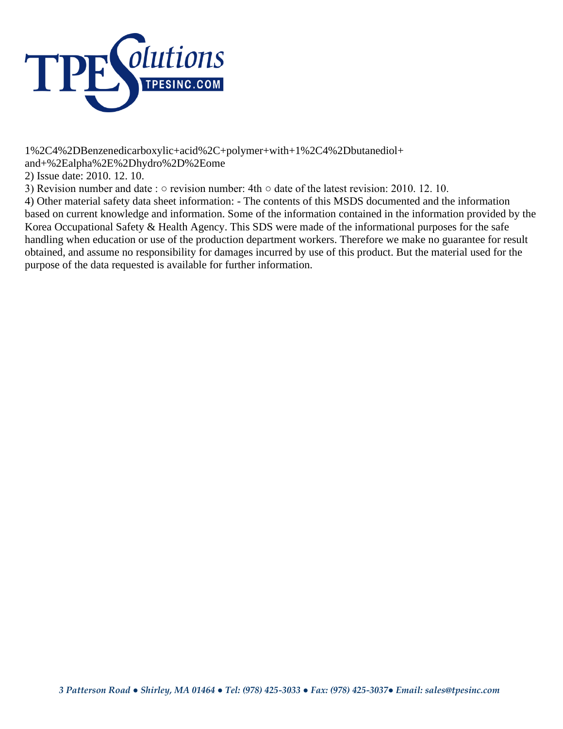1%2C4%2DBenzenedicarboxylic+acid%2C+polymer+with+1%2C4%2Dbutanediol+and+%2Ealpha%2E%2Dhydro%2D%2Eome

2) Issue date: 2010. 12. 10.

3) Revision number and date : ○ revision number: 4th ○ date of the latest revision: 2010. 12. 10.

4) Other material safety data sheet information: - The contents of this MSDS documented and the information based on current knowledge and information. Some of the information contained in the information provided by the Korea Occupational Safety & Health Agency. This SDS were made of the informational purposes for the safe handling when education or use of the production department workers. Therefore we make no guarantee for result obtained, and assume no responsibility for damages incurred by use of this product. But the material used for the purpose of the data requested is available for further information.